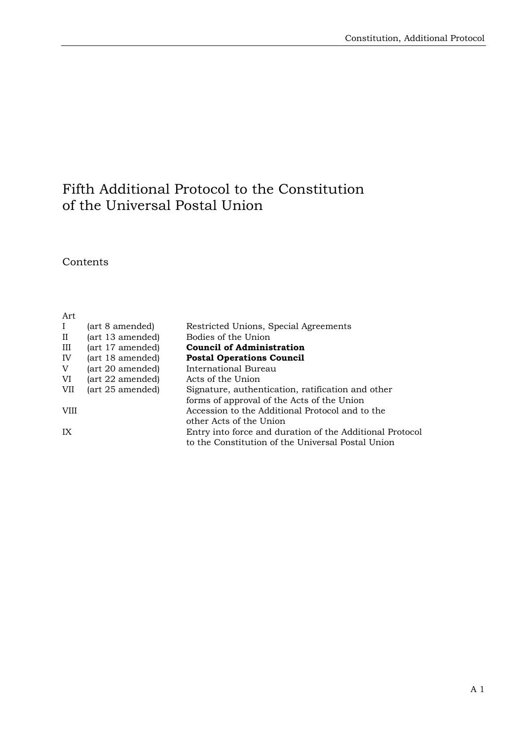# Fifth Additional Protocol to the Constitution of the Universal Postal Union

## Contents

| Art | | |
|---|---|---|
| I | (art 8 amended) | Restricted Unions, Special Agreements |
| II | (art 13 amended) | Bodies of the Union |
| III | (art 17 amended) | **Council of Administration** |
| IV | (art 18 amended) | **Postal Operations Council** |
| V | (art 20 amended) | International Bureau |
| VI | (art 22 amended) | Acts of the Union |
| VII | (art 25 amended) | Signature, authentication, ratification and other forms of approval of the Acts of the Union |
| VIII | | Accession to the Additional Protocol and to the other Acts of the Union |
| IX | | Entry into force and duration of the Additional Protocol to the Constitution of the Universal Postal Union |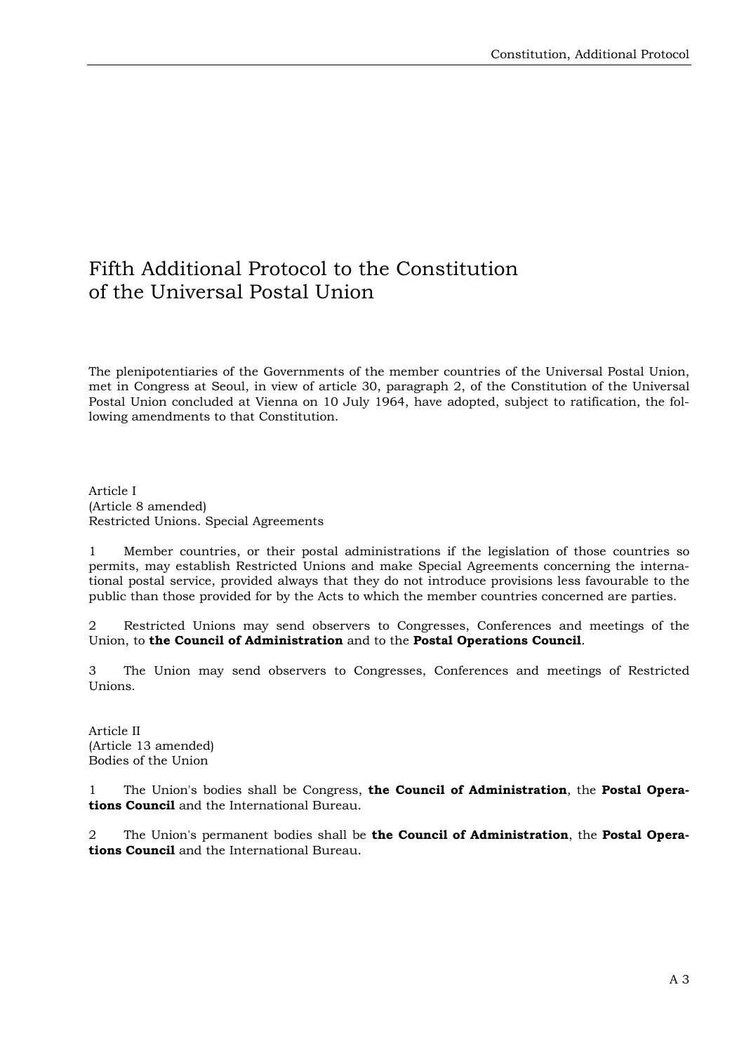# Fifth Additional Protocol to the Constitution of the Universal Postal Union

The plenipotentiaries of the Governments of the member countries of the Universal Postal Union, met in Congress at Seoul, in view of article 30, paragraph 2, of the Constitution of the Universal Postal Union concluded at Vienna on 10 July 1964, have adopted, subject to ratification, the following amendments to that Constitution.

Article I
(Article 8 amended)
Restricted Unions. Special Agreements

1 Member countries, or their postal administrations if the legislation of those countries so permits, may establish Restricted Unions and make Special Agreements concerning the international postal service, provided always that they do not introduce provisions less favourable to the public than those provided for by the Acts to which the member countries concerned are parties.

2 Restricted Unions may send observers to Congresses, Conferences and meetings of the Union, to **the Council of Administration** and to the **Postal Operations Council**.

3 The Union may send observers to Congresses, Conferences and meetings of Restricted Unions.

Article II
(Article 13 amended)
Bodies of the Union

1 The Union's bodies shall be Congress, **the Council of Administration**, the **Postal Operations Council** and the International Bureau.

2 The Union's permanent bodies shall be **the Council of Administration**, the **Postal Operations Council** and the International Bureau.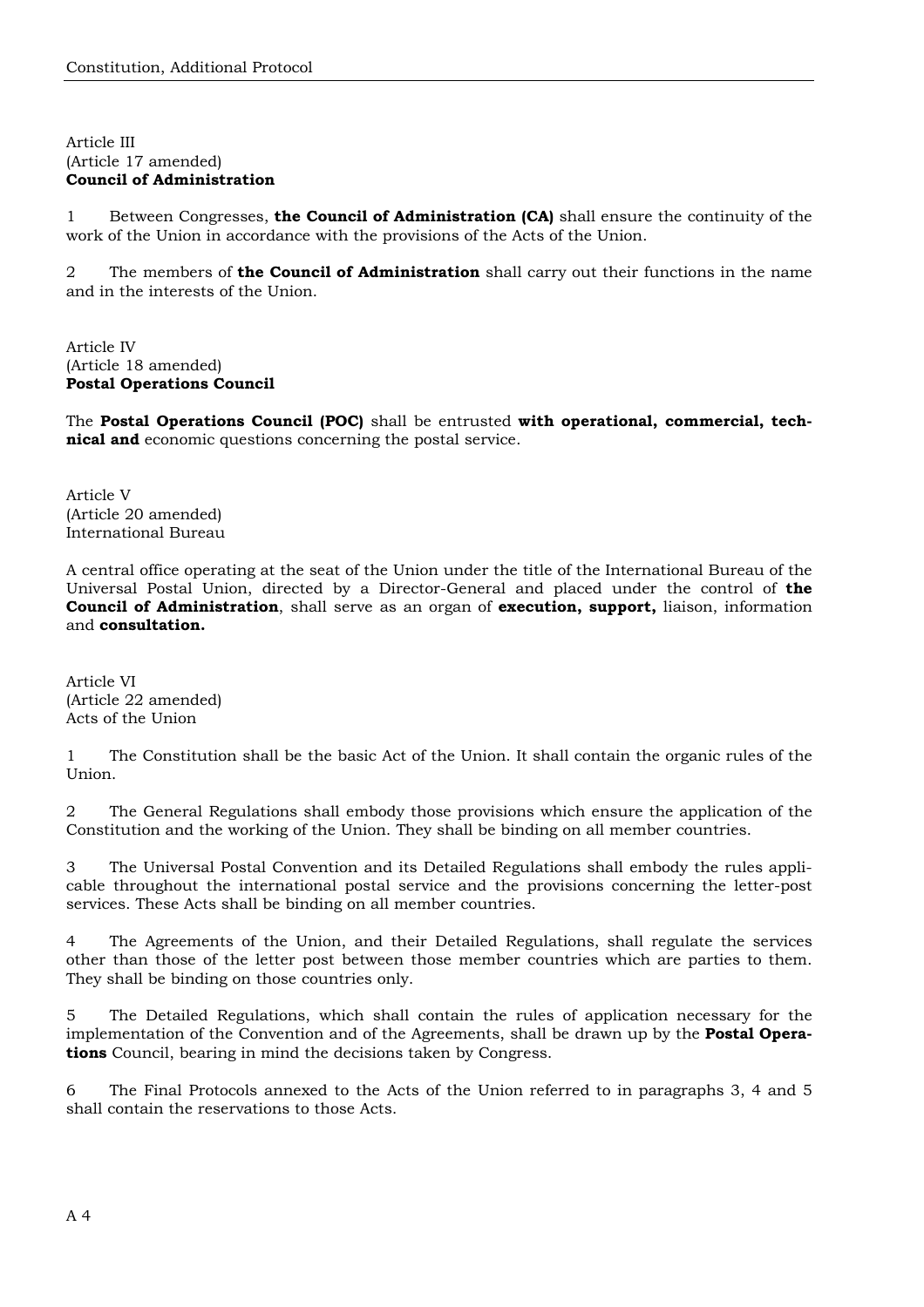Article III
(Article 17 amended)
**Council of Administration**

1 Between Congresses, **the Council of Administration (CA)** shall ensure the continuity of the work of the Union in accordance with the provisions of the Acts of the Union.

2 The members of **the Council of Administration** shall carry out their functions in the name and in the interests of the Union.

Article IV
(Article 18 amended)
**Postal Operations Council**

The **Postal Operations Council (POC)** shall be entrusted **with operational, commercial, technical and** economic questions concerning the postal service.

Article V
(Article 20 amended)
International Bureau

A central office operating at the seat of the Union under the title of the International Bureau of the Universal Postal Union, directed by a Director-General and placed under the control of **the Council of Administration**, shall serve as an organ of **execution, support,** liaison, information and **consultation.**

Article VI
(Article 22 amended)
Acts of the Union

1 The Constitution shall be the basic Act of the Union. It shall contain the organic rules of the Union.

2 The General Regulations shall embody those provisions which ensure the application of the Constitution and the working of the Union. They shall be binding on all member countries.

3 The Universal Postal Convention and its Detailed Regulations shall embody the rules applicable throughout the international postal service and the provisions concerning the letter-post services. These Acts shall be binding on all member countries.

4 The Agreements of the Union, and their Detailed Regulations, shall regulate the services other than those of the letter post between those member countries which are parties to them. They shall be binding on those countries only.

5 The Detailed Regulations, which shall contain the rules of application necessary for the implementation of the Convention and of the Agreements, shall be drawn up by the **Postal Operations** Council, bearing in mind the decisions taken by Congress.

6 The Final Protocols annexed to the Acts of the Union referred to in paragraphs 3, 4 and 5 shall contain the reservations to those Acts.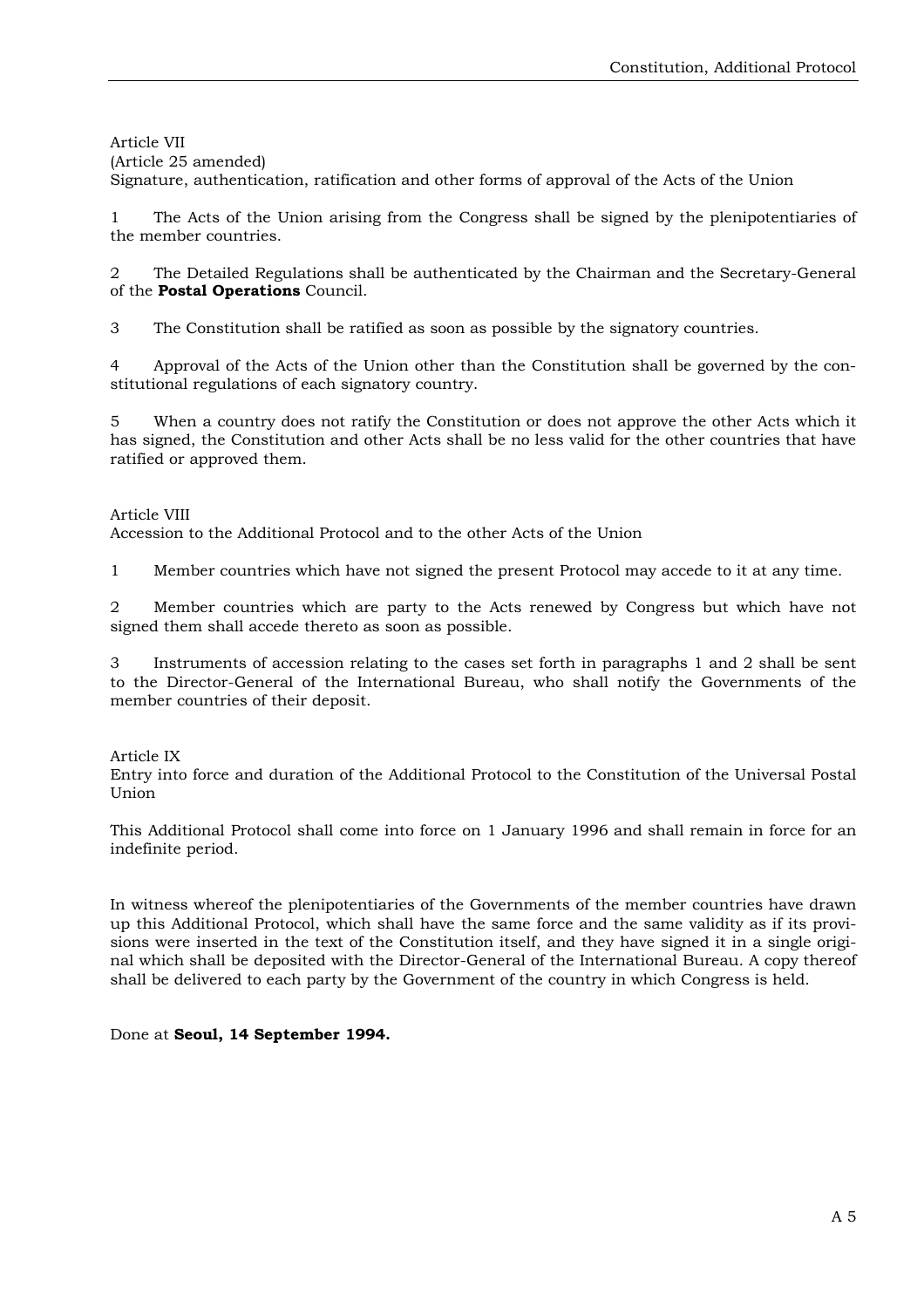Article VII
(Article 25 amended)
Signature, authentication, ratification and other forms of approval of the Acts of the Union

1 The Acts of the Union arising from the Congress shall be signed by the plenipotentiaries of the member countries.

2 The Detailed Regulations shall be authenticated by the Chairman and the Secretary-General of the **Postal Operations** Council.

3 The Constitution shall be ratified as soon as possible by the signatory countries.

4 Approval of the Acts of the Union other than the Constitution shall be governed by the constitutional regulations of each signatory country.

5 When a country does not ratify the Constitution or does not approve the other Acts which it has signed, the Constitution and other Acts shall be no less valid for the other countries that have ratified or approved them.

Article VIII
Accession to the Additional Protocol and to the other Acts of the Union

1 Member countries which have not signed the present Protocol may accede to it at any time.

2 Member countries which are party to the Acts renewed by Congress but which have not signed them shall accede thereto as soon as possible.

3 Instruments of accession relating to the cases set forth in paragraphs 1 and 2 shall be sent to the Director-General of the International Bureau, who shall notify the Governments of the member countries of their deposit.

Article IX
Entry into force and duration of the Additional Protocol to the Constitution of the Universal Postal Union

This Additional Protocol shall come into force on 1 January 1996 and shall remain in force for an indefinite period.

In witness whereof the plenipotentiaries of the Governments of the member countries have drawn up this Additional Protocol, which shall have the same force and the same validity as if its provisions were inserted in the text of the Constitution itself, and they have signed it in a single original which shall be deposited with the Director-General of the International Bureau. A copy thereof shall be delivered to each party by the Government of the country in which Congress is held.

Done at **Seoul, 14 September 1994.**